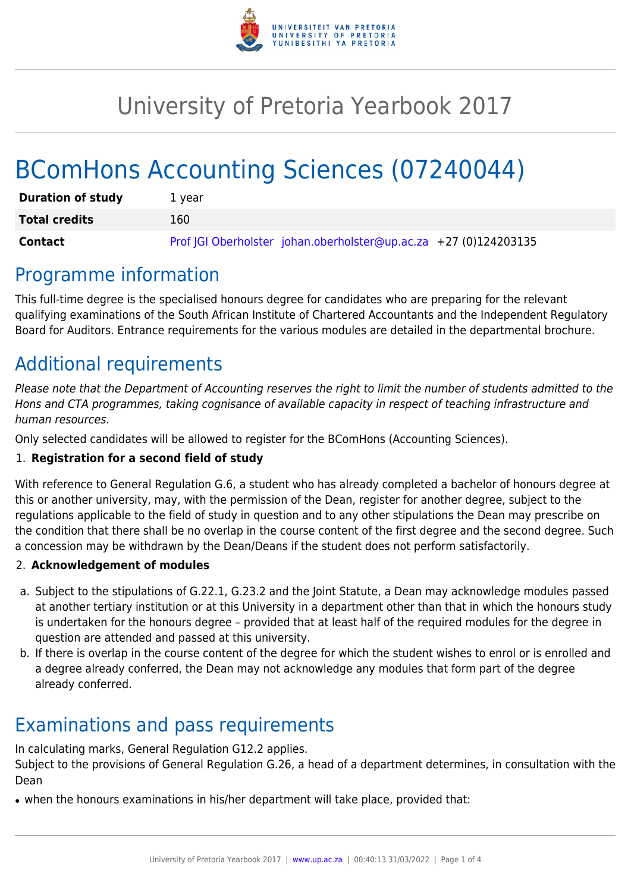# University of Pretoria Yearbook 2017

# BComHons Accounting Sciences (07240044)

| | |
|---|---|
| **Duration of study** | 1 year |
| **Total credits** | 160 |
| **Contact** | Prof JGI Oberholster johan.oberholster@up.ac.za +27 (0)124203135 |

## Programme information

This full-time degree is the specialised honours degree for candidates who are preparing for the relevant qualifying examinations of the South African Institute of Chartered Accountants and the Independent Regulatory Board for Auditors. Entrance requirements for the various modules are detailed in the departmental brochure.

## Additional requirements

*Please note that the Department of Accounting reserves the right to limit the number of students admitted to the Hons and CTA programmes, taking cognisance of available capacity in respect of teaching infrastructure and human resources.*

Only selected candidates will be allowed to register for the BComHons (Accounting Sciences).

1. **Registration for a second field of study**

With reference to General Regulation G.6, a student who has already completed a bachelor of honours degree at this or another university, may, with the permission of the Dean, register for another degree, subject to the regulations applicable to the field of study in question and to any other stipulations the Dean may prescribe on the condition that there shall be no overlap in the course content of the first degree and the second degree. Such a concession may be withdrawn by the Dean/Deans if the student does not perform satisfactorily.

2. **Acknowledgement of modules**

a. Subject to the stipulations of G.22.1, G.23.2 and the Joint Statute, a Dean may acknowledge modules passed at another tertiary institution or at this University in a department other than that in which the honours study is undertaken for the honours degree – provided that at least half of the required modules for the degree in question are attended and passed at this university.
b. If there is overlap in the course content of the degree for which the student wishes to enrol or is enrolled and a degree already conferred, the Dean may not acknowledge any modules that form part of the degree already conferred.

## Examinations and pass requirements

In calculating marks, General Regulation G12.2 applies.
Subject to the provisions of General Regulation G.26, a head of a department determines, in consultation with the Dean

- when the honours examinations in his/her department will take place, provided that: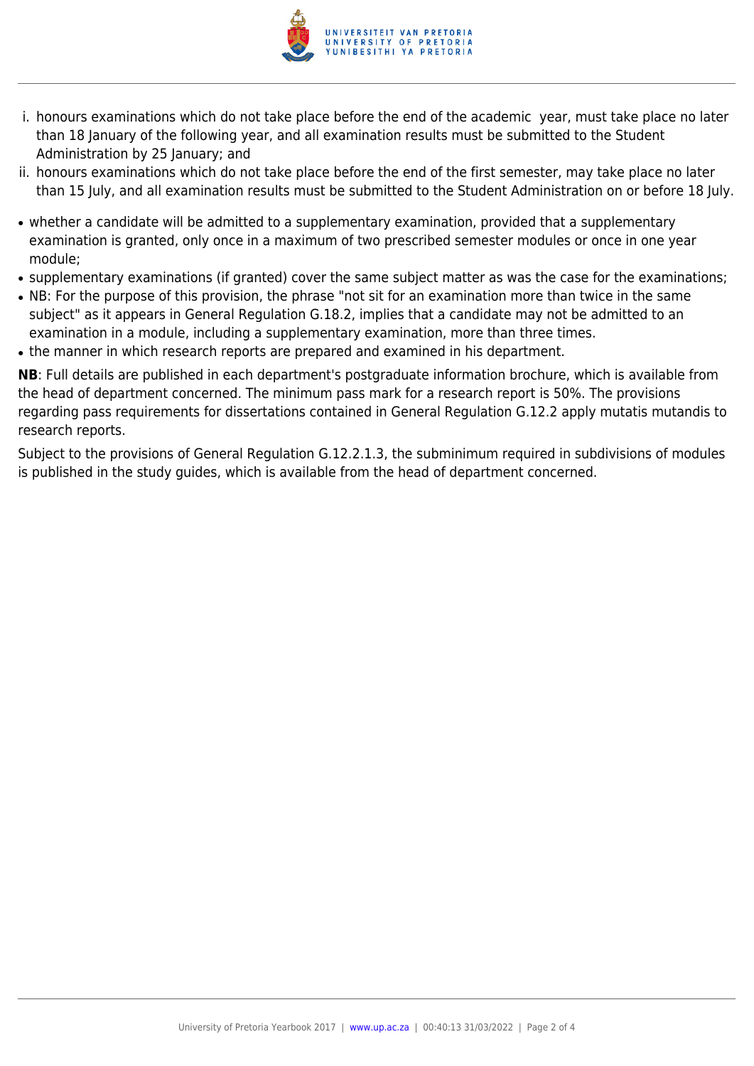i. honours examinations which do not take place before the end of the academic year, must take place no later than 18 January of the following year, and all examination results must be submitted to the Student Administration by 25 January; and
ii. honours examinations which do not take place before the end of the first semester, may take place no later than 15 July, and all examination results must be submitted to the Student Administration on or before 18 July.

- whether a candidate will be admitted to a supplementary examination, provided that a supplementary examination is granted, only once in a maximum of two prescribed semester modules or once in one year module;
- supplementary examinations (if granted) cover the same subject matter as was the case for the examinations;
- NB: For the purpose of this provision, the phrase "not sit for an examination more than twice in the same subject" as it appears in General Regulation G.18.2, implies that a candidate may not be admitted to an examination in a module, including a supplementary examination, more than three times.
- the manner in which research reports are prepared and examined in his department.

**NB**: Full details are published in each department's postgraduate information brochure, which is available from the head of department concerned. The minimum pass mark for a research report is 50%. The provisions regarding pass requirements for dissertations contained in General Regulation G.12.2 apply mutatis mutandis to research reports.

Subject to the provisions of General Regulation G.12.2.1.3, the subminimum required in subdivisions of modules is published in the study guides, which is available from the head of department concerned.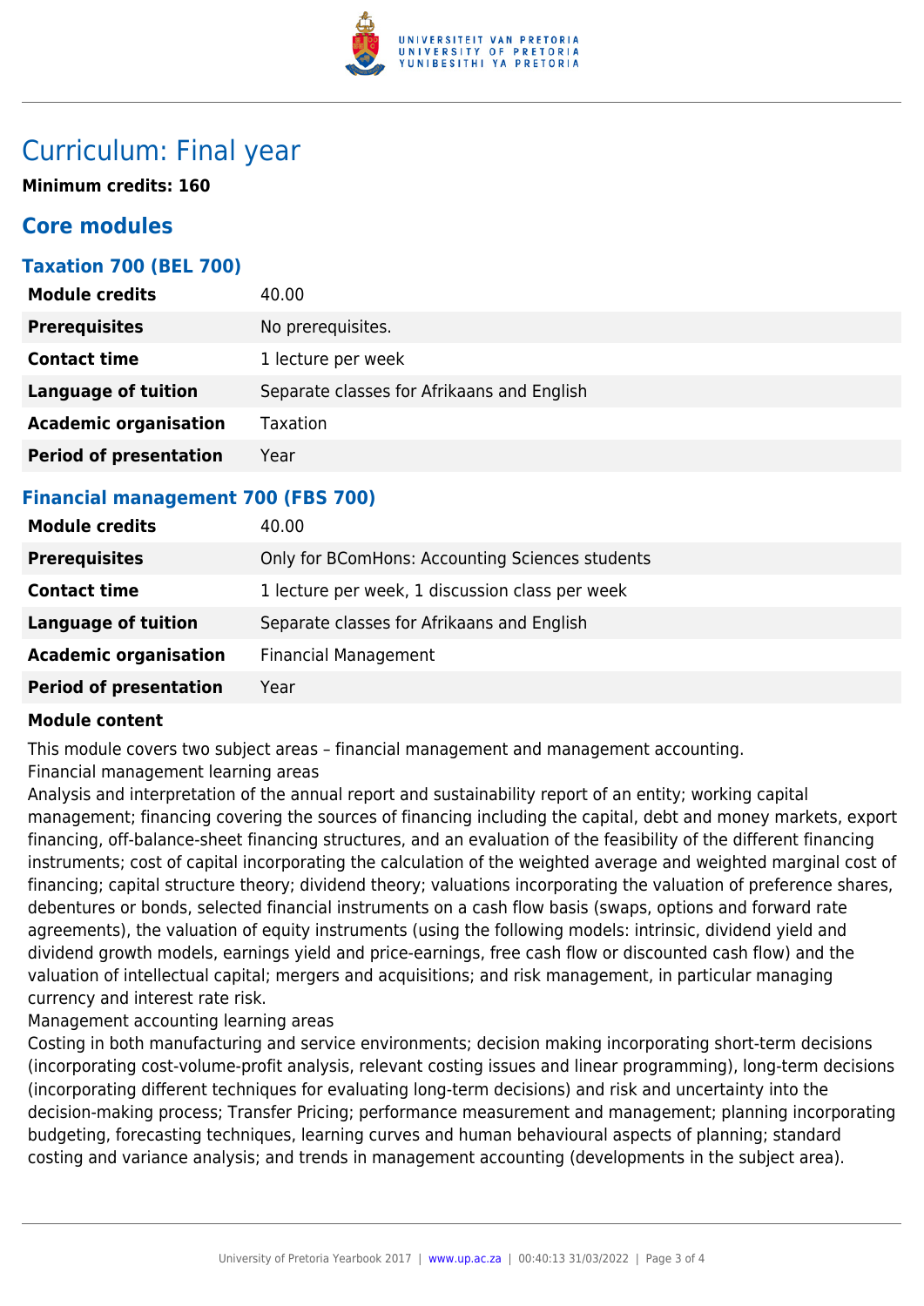# Curriculum: Final year

**Minimum credits: 160**

## Core modules

### Taxation 700 (BEL 700)

| | |
|---|---|
| **Module credits** | 40.00 |
| **Prerequisites** | No prerequisites. |
| **Contact time** | 1 lecture per week |
| **Language of tuition** | Separate classes for Afrikaans and English |
| **Academic organisation** | Taxation |
| **Period of presentation** | Year |

### Financial management 700 (FBS 700)

| | |
|---|---|
| **Module credits** | 40.00 |
| **Prerequisites** | Only for BComHons: Accounting Sciences students |
| **Contact time** | 1 lecture per week, 1 discussion class per week |
| **Language of tuition** | Separate classes for Afrikaans and English |
| **Academic organisation** | Financial Management |
| **Period of presentation** | Year |

**Module content**

This module covers two subject areas – financial management and management accounting.
Financial management learning areas
Analysis and interpretation of the annual report and sustainability report of an entity; working capital management; financing covering the sources of financing including the capital, debt and money markets, export financing, off-balance-sheet financing structures, and an evaluation of the feasibility of the different financing instruments; cost of capital incorporating the calculation of the weighted average and weighted marginal cost of financing; capital structure theory; dividend theory; valuations incorporating the valuation of preference shares, debentures or bonds, selected financial instruments on a cash flow basis (swaps, options and forward rate agreements), the valuation of equity instruments (using the following models: intrinsic, dividend yield and dividend growth models, earnings yield and price-earnings, free cash flow or discounted cash flow) and the valuation of intellectual capital; mergers and acquisitions; and risk management, in particular managing currency and interest rate risk.
Management accounting learning areas
Costing in both manufacturing and service environments; decision making incorporating short-term decisions (incorporating cost-volume-profit analysis, relevant costing issues and linear programming), long-term decisions (incorporating different techniques for evaluating long-term decisions) and risk and uncertainty into the decision-making process; Transfer Pricing; performance measurement and management; planning incorporating budgeting, forecasting techniques, learning curves and human behavioural aspects of planning; standard costing and variance analysis; and trends in management accounting (developments in the subject area).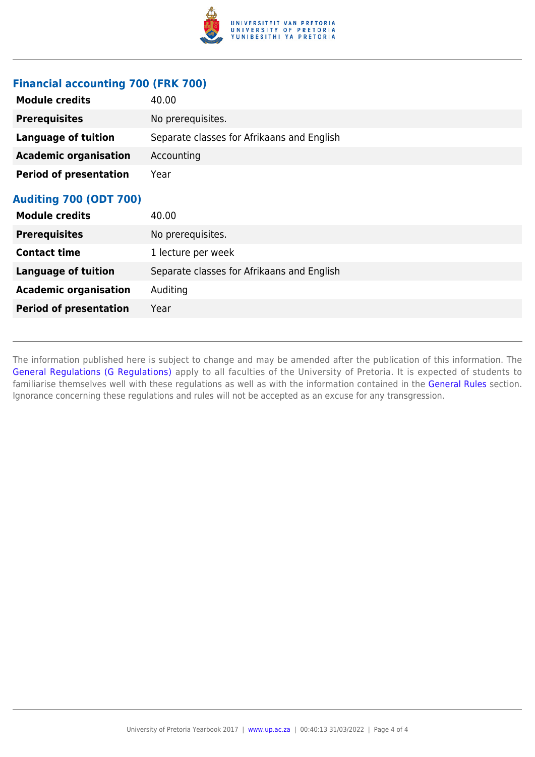### Financial accounting 700 (FRK 700)

| | |
|---|---|
| **Module credits** | 40.00 |
| **Prerequisites** | No prerequisites. |
| **Language of tuition** | Separate classes for Afrikaans and English |
| **Academic organisation** | Accounting |
| **Period of presentation** | Year |

### Auditing 700 (ODT 700)

| | |
|---|---|
| **Module credits** | 40.00 |
| **Prerequisites** | No prerequisites. |
| **Contact time** | 1 lecture per week |
| **Language of tuition** | Separate classes for Afrikaans and English |
| **Academic organisation** | Auditing |
| **Period of presentation** | Year |

The information published here is subject to change and may be amended after the publication of this information. The General Regulations (G Regulations) apply to all faculties of the University of Pretoria. It is expected of students to familiarise themselves well with these regulations as well as with the information contained in the General Rules section. Ignorance concerning these regulations and rules will not be accepted as an excuse for any transgression.